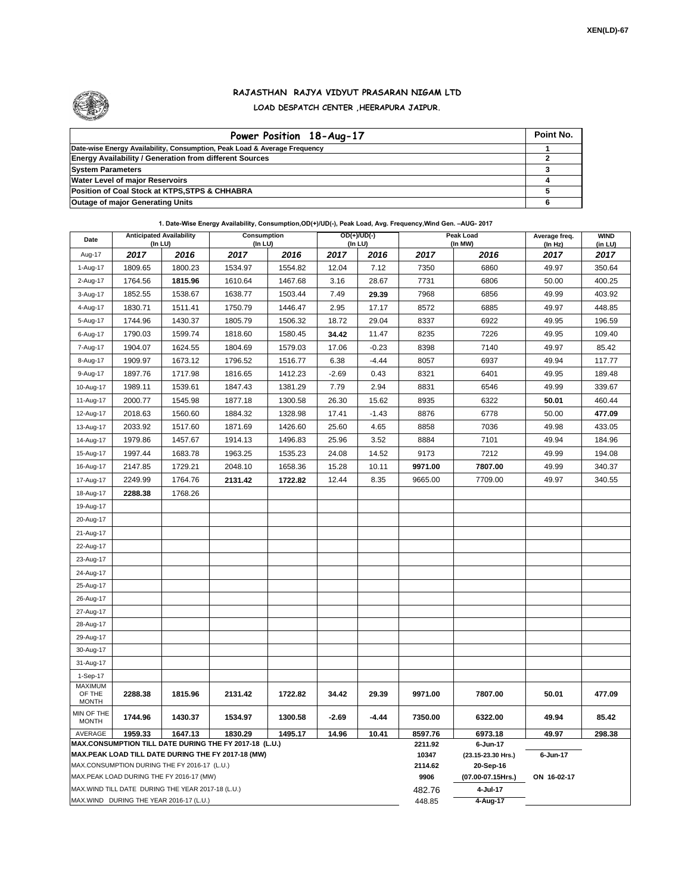XEN(LD)-67

# RAJASTHAN RAJYA VIDYUT PRASARAN NIGAM LTD

## LOAD DESPATCH CENTER ,HEERAPURA JAIPUR.

| Power Position 18-Aug-17 | Point No. |
|---|---|
| Date-wise Energy Availability, Consumption, Peak Load & Average Frequency | 1 |
| Energy Availability / Generation from different Sources | 2 |
| System Parameters | 3 |
| Water Level of major Reservoirs | 4 |
| Position of Coal Stock at KTPS,STPS & CHHABRA | 5 |
| Outage of major Generating Units | 6 |

**1. Date-Wise Energy Availability, Consumption,OD(+)/UD(-), Peak Load, Avg. Frequency,Wind Gen. –AUG- 2017**

| Date | Anticipated Availability (In LU) | | Consumption (In LU) | | OD(+)/UD(-) (In LU) | | Peak Load (In MW) | | Average freq. (In Hz) | WIND (in LU) |
|---|---|---|---|---|---|---|---|---|---|---|
| Aug-17 | 2017 | 2016 | 2017 | 2016 | 2017 | 2016 | 2017 | 2016 | 2017 | 2017 |
| 1-Aug-17 | 1809.65 | 1800.23 | 1534.97 | 1554.82 | 12.04 | 7.12 | 7350 | 6860 | 49.97 | 350.64 |
| 2-Aug-17 | 1764.56 | **1815.96** | 1610.64 | 1467.68 | 3.16 | 28.67 | 7731 | 6806 | 50.00 | 400.25 |
| 3-Aug-17 | 1852.55 | 1538.67 | 1638.77 | 1503.44 | 7.49 | **29.39** | 7968 | 6856 | 49.99 | 403.92 |
| 4-Aug-17 | 1830.71 | 1511.41 | 1750.79 | 1446.47 | 2.95 | 17.17 | 8572 | 6885 | 49.97 | 448.85 |
| 5-Aug-17 | 1744.96 | 1430.37 | 1805.79 | 1506.32 | 18.72 | 29.04 | 8337 | 6922 | 49.95 | 196.59 |
| 6-Aug-17 | 1790.03 | 1599.74 | 1818.60 | 1580.45 | **34.42** | 11.47 | 8235 | 7226 | 49.95 | 109.40 |
| 7-Aug-17 | 1904.07 | 1624.55 | 1804.69 | 1579.03 | 17.06 | -0.23 | 8398 | 7140 | 49.97 | 85.42 |
| 8-Aug-17 | 1909.97 | 1673.12 | 1796.52 | 1516.77 | 6.38 | -4.44 | 8057 | 6937 | 49.94 | 117.77 |
| 9-Aug-17 | 1897.76 | 1717.98 | 1816.65 | 1412.23 | -2.69 | 0.43 | 8321 | 6401 | 49.95 | 189.48 |
| 10-Aug-17 | 1989.11 | 1539.61 | 1847.43 | 1381.29 | 7.79 | 2.94 | 8831 | 6546 | 49.99 | 339.67 |
| 11-Aug-17 | 2000.77 | 1545.98 | 1877.18 | 1300.58 | 26.30 | 15.62 | 8935 | 6322 | **50.01** | 460.44 |
| 12-Aug-17 | 2018.63 | 1560.60 | 1884.32 | 1328.98 | 17.41 | -1.43 | 8876 | 6778 | 50.00 | **477.09** |
| 13-Aug-17 | 2033.92 | 1517.60 | 1871.69 | 1426.60 | 25.60 | 4.65 | 8858 | 7036 | 49.98 | 433.05 |
| 14-Aug-17 | 1979.86 | 1457.67 | 1914.13 | 1496.83 | 25.96 | 3.52 | 8884 | 7101 | 49.94 | 184.96 |
| 15-Aug-17 | 1997.44 | 1683.78 | 1963.25 | 1535.23 | 24.08 | 14.52 | 9173 | 7212 | 49.99 | 194.08 |
| 16-Aug-17 | 2147.85 | 1729.21 | 2048.10 | 1658.36 | 15.28 | 10.11 | **9971.00** | **7807.00** | 49.99 | 340.37 |
| 17-Aug-17 | 2249.99 | 1764.76 | **2131.42** | **1722.82** | 12.44 | 8.35 | 9665.00 | 7709.00 | 49.97 | 340.55 |
| 18-Aug-17 | **2288.38** | 1768.26 | | | | | | | | |
| 19-Aug-17 | | | | | | | | | | |
| 20-Aug-17 | | | | | | | | | | |
| 21-Aug-17 | | | | | | | | | | |
| 22-Aug-17 | | | | | | | | | | |
| 23-Aug-17 | | | | | | | | | | |
| 24-Aug-17 | | | | | | | | | | |
| 25-Aug-17 | | | | | | | | | | |
| 26-Aug-17 | | | | | | | | | | |
| 27-Aug-17 | | | | | | | | | | |
| 28-Aug-17 | | | | | | | | | | |
| 29-Aug-17 | | | | | | | | | | |
| 30-Aug-17 | | | | | | | | | | |
| 31-Aug-17 | | | | | | | | | | |
| 1-Sep-17 | | | | | | | | | | |
| MAXIMUM OF THE MONTH | **2288.38** | **1815.96** | **2131.42** | **1722.82** | **34.42** | **29.39** | **9971.00** | **7807.00** | **50.01** | **477.09** |
| MIN OF THE MONTH | **1744.96** | **1430.37** | **1534.97** | **1300.58** | **-2.69** | **-4.44** | **7350.00** | **6322.00** | **49.94** | **85.42** |
| AVERAGE | **1959.33** | **1647.13** | **1830.29** | **1495.17** | **14.96** | **10.41** | **8597.76** | **6973.18** | **49.97** | **298.38** |
| **MAX.CONSUMPTION TILL DATE DURING THE FY 2017-18 (L.U.)** | | | | | | | **2211.92** | **6-Jun-17** | | |
| **MAX.PEAK LOAD TILL DATE DURING THE FY 2017-18 (MW)** | | | | | | | **10347** | **(23.15-23.30 Hrs.)** | **6-Jun-17** | |
| MAX.CONSUMPTION DURING THE FY 2016-17 (L.U.) | | | | | | | **2114.62** | **20-Sep-16** | | |
| MAX.PEAK LOAD DURING THE FY 2016-17 (MW) | | | | | | | **9906** | **(07.00-07.15Hrs.)** | **ON 16-02-17** | |
| MAX.WIND TILL DATE DURING THE YEAR 2017-18 (L.U.) | | | | | | | 482.76 | **4-Jul-17** | | |
| MAX.WIND DURING THE YEAR 2016-17 (L.U.) | | | | | | | 448.85 | **4-Aug-17** | | |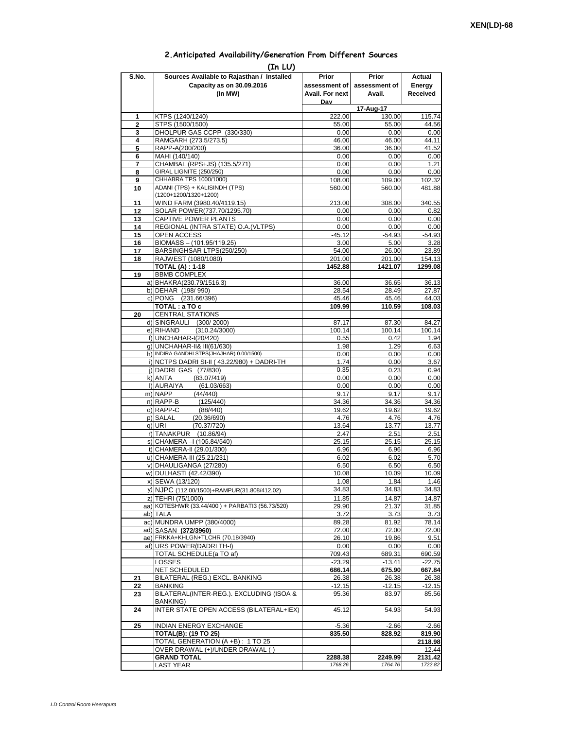## 2.Anticipated Availability/Generation From Different Sources

**(In LU)**

| S.No. | Sources Available to Rajasthan / Installed Capacity as on 30.09.2016 (In MW) | Prior assessment of Avail. For next Day | Prior assessment of Avail. | Actual Energy Received |
|---|---|---|---|---|
| | | | 17-Aug-17 | |
| 1 | KTPS (1240/1240) | 222.00 | 130.00 | 115.74 |
| 2 | STPS (1500/1500) | 55.00 | 55.00 | 44.56 |
| 3 | DHOLPUR GAS CCPP (330/330) | 0.00 | 0.00 | 0.00 |
| 4 | RAMGARH (273.5/273.5) | 46.00 | 46.00 | 44.11 |
| 5 | RAPP-A(200/200) | 36.00 | 36.00 | 41.52 |
| 6 | MAHI (140/140) | 0.00 | 0.00 | 0.00 |
| 7 | CHAMBAL (RPS+JS) (135.5/271) | 0.00 | 0.00 | 1.21 |
| 8 | GIRAL LIGNITE (250/250) | 0.00 | 0.00 | 0.00 |
| 9 | CHHABRA TPS 1000/1000) | 108.00 | 109.00 | 102.32 |
| 10 | ADANI (TPS) + KALISINDH (TPS) (1200+1200/1320+1200) | 560.00 | 560.00 | 481.88 |
| 11 | WIND FARM (3980.40/4119.15) | 213.00 | 308.00 | 340.55 |
| 12 | SOLAR POWER(737.70/1295.70) | 0.00 | 0.00 | 0.82 |
| 13 | CAPTIVE POWER PLANTS | 0.00 | 0.00 | 0.00 |
| 14 | REGIONAL (INTRA STATE) O.A.(VLTPS) | 0.00 | 0.00 | 0.00 |
| 15 | OPEN ACCESS | -45.12 | -54.93 | -54.93 |
| 16 | BIOMASS – (101.95/119.25) | 3.00 | 5.00 | 3.28 |
| 17 | BARSINGHSAR LTPS(250/250) | 54.00 | 26.00 | 23.89 |
| 18 | RAJWEST (1080/1080) | 201.00 | 201.00 | 154.13 |
| | **TOTAL (A) : 1-18** | **1452.88** | **1421.07** | **1299.08** |
| 19 | BBMB COMPLEX | | | |
| a) | BHAKRA(230.79/1516.3) | 36.00 | 36.65 | 36.13 |
| b) | DEHAR (198/ 990) | 28.54 | 28.49 | 27.87 |
| c) | PONG (231.66/396) | 45.46 | 45.46 | 44.03 |
| | **TOTAL : a TO c** | **109.99** | **110.59** | **108.03** |
| 20 | CENTRAL STATIONS | | | |
| d) | SINGRAULI (300/ 2000) | 87.17 | 87.30 | 84.27 |
| e) | RIHAND (310.24/3000) | 100.14 | 100.14 | 100.14 |
| f) | UNCHAHAR-I(20/420) | 0.55 | 0.42 | 1.94 |
| g) | UNCHAHAR-II& III(61/630) | 1.98 | 1.29 | 6.63 |
| h) | INDIRA GANDHI STPS(JHAJHAR) 0.00/1500) | 0.00 | 0.00 | 0.00 |
| i) | NCTPS DADRI St-II ( 43.22/980) + DADRI-TH | 1.74 | 0.00 | 3.67 |
| j) | DADRI GAS (77/830) | 0.35 | 0.23 | 0.94 |
| k) | ANTA (83.07/419) | 0.00 | 0.00 | 0.00 |
| l) | AURAIYA (61.03/663) | 0.00 | 0.00 | 0.00 |
| m) | NAPP (44/440) | 9.17 | 9.17 | 9.17 |
| n) | RAPP-B (125/440) | 34.36 | 34.36 | 34.36 |
| o) | RAPP-C (88/440) | 19.62 | 19.62 | 19.62 |
| p) | SALAL (20.36/690) | 4.76 | 4.76 | 4.76 |
| q) | URI (70.37/720) | 13.64 | 13.77 | 13.77 |
| r) | TANAKPUR (10.86/94) | 2.47 | 2.51 | 2.51 |
| s) | CHAMERA –I (105.84/540) | 25.15 | 25.15 | 25.15 |
| t) | CHAMERA-II (29.01/300) | 6.96 | 6.96 | 6.96 |
| u) | CHAMERA-III (25.21/231) | 6.02 | 6.02 | 5.70 |
| v) | DHAULIGANGA (27/280) | 6.50 | 6.50 | 6.50 |
| w) | DULHASTI (42.42/390) | 10.08 | 10.09 | 10.09 |
| x) | SEWA (13/120) | 1.08 | 1.84 | 1.46 |
| y) | NJPC (112.00/1500)+RAMPUR(31.808/412.02) | 34.83 | 34.83 | 34.83 |
| z) | TEHRI (75/1000) | 11.85 | 14.87 | 14.87 |
| aa) | KOTESHWR (33.44/400 ) + PARBATI3 (56.73/520) | 29.90 | 21.37 | 31.85 |
| ab) | TALA | 3.72 | 3.73 | 3.73 |
| ac) | MUNDRA UMPP (380/4000) | 89.28 | 81.92 | 78.14 |
| ad) | SASAN **(372/3960)** | 72.00 | 72.00 | 72.00 |
| ae) | FRKKA+KHLGN+TLCHR (70.18/3940) | 26.10 | 19.86 | 9.51 |
| af) | URS POWER(DADRI TH-I) | 0.00 | 0.00 | 0.00 |
| | TOTAL SCHEDULE(a TO af) | 709.43 | 689.31 | 690.59 |
| | LOSSES | -23.29 | -13.41 | -22.75 |
| | **NET SCHEDULED** | **686.14** | **675.90** | **667.84** |
| 21 | BILATERAL (REG.) EXCL. BANKING | 26.38 | 26.38 | 26.38 |
| 22 | BANKING | -12.15 | -12.15 | -12.15 |
| 23 | BILATERAL(INTER-REG.). EXCLUDING (ISOA & BANKING) | 95.36 | 83.97 | 85.56 |
| 24 | INTER STATE OPEN ACCESS (BILATERAL+IEX) | 45.12 | 54.93 | 54.93 |
| 25 | INDIAN ENERGY EXCHANGE | -5.36 | -2.66 | -2.66 |
| | **TOTAL(B): (19 TO 25)** | **835.50** | **828.92** | **819.90** |
| | TOTAL GENERATION (A +B) : 1 TO 25 | | | **2118.98** |
| | OVER DRAWAL (+)/UNDER DRAWAL (-) | | | 12.44 |
| | **GRAND TOTAL** | **2288.38** | **2249.99** | **2131.42** |
| | LAST YEAR | *1768.26* | *1764.76* | *1722.82* |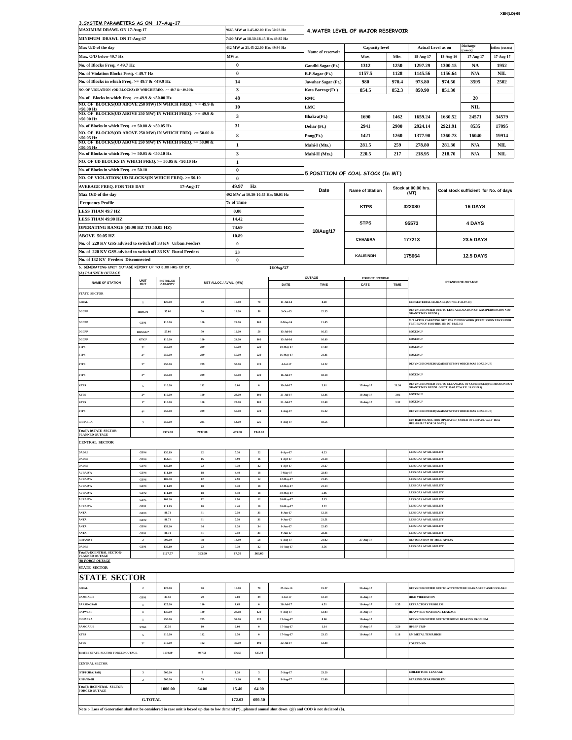XEN(LD)-69

## 3.SYSTEM PARAMETERS AS ON 17-Aug-17

| | |
|---|---|
| MAXIMUM DRAWL ON 17-Aug-17 | 9665 MW at 1.45-02.00 Hrs 50.03 Hz |
| MINIMUM DRAWL ON 17-Aug-17 | 7400 MW at 18.30-18.45 Hrs 49.85 Hz |
| Max U/D of the day | 432 MW at 21.45-22.00 Hrs 49.94 Hz |
| Max. O/D below 49.7 Hz | MW at |
| No. of Blocks Freq. < 49.7 Hz | 0 |
| No. of Violation Blocks Freq. < 49.7 Hz | 0 |
| No. of Blocks in which Freq. >= 49.7 & <49.9 Hz | 14 |
| NO. OF VIOLATION (OD BLOCKS) IN WHICH FREQ. >= 49.7 & <49.9 Hz | 3 |
| No. of Blocks in which Freq. >= 49.9 & <50.00 Hz | 48 |
| NO. OF BLOCKS(OD ABOVE 250 MW) IN WHICH FREQ. > = 49.9 & <50.00 Hz | 10 |
| NO. OF BLOCKS(UD ABOVE 250 MW) IN WHICH FREQ. > = 49.9 & <50.00 Hz | 3 |
| No. of Blocks in which Freq. >= 50.00 & <50.05 Hz | 31 |
| NO. OF BLOCKS(OD ABOVE 250 MW) IN WHICH FREQ. >= 50.00 & <50.05 Hz | 8 |
| NO. OF BLOCKS(UD ABOVE 250 MW) IN WHICH FREQ. >= 50.00 & <50.05 Hz | 1 |
| No. of Blocks in which Freq. >= 50.05 & <50.10 Hz | 3 |
| NO. OF UD BLOCKS IN WHICH FREQ. >= 50.05 & <50.10 Hz | 1 |
| No. of Blocks in which Freq. >= 50.10 | 0 |
| NO. OF VIOLATION( UD BLOCKS)IN WHICH FREQ. >= 50.10 | 0 |
| AVERAGE FREQ. FOR THE DAY 17-Aug-17 | 49.97 Hz |
| Max O/D of the day | 492 MW at 10.30-10.45 Hrs 50.01 Hz |
| Frequency Profile | % of Time |
| LESS THAN 49.7 HZ | 0.00 |
| LESS THAN 49.90 HZ | 14.42 |
| OPERATING RANGE (49.90 HZ TO 50.05 HZ) | 74.69 |
| ABOVE 50.05 HZ | 10.89 |
| No. of 220 KV GSS advised to switch off 33 KV Urban Feeders | 0 |
| No. of 220 KV GSS advised to switch off 33 KV Rural Feeders | 23 |
| No. of 132 KV Feeders Disconnected | 0 |

## 4.WATER LEVEL OF MAJOR RESERVOIR

| Name of reservoir | Capacity level | | Actual Level as on | | Discharge (cusecs) | Inflow (cusecs) |
|---|---|---|---|---|---|---|
| | Max. | Min. | 18-Aug-17 | 18-Aug-16 | 17-Aug-17 | 17-Aug-17 |
| Gandhi Sagar (Ft.) | 1312 | 1250 | 1297.29 | 1300.15 | NA | 1952 |
| R.P.Sagar (Ft.) | 1157.5 | 1128 | 1145.56 | 1156.64 | N/A | NIL |
| Jawahar Sagar (Ft.) | 980 | 970.4 | 973.80 | 974.50 | 3595 | 2502 |
| Kota Barrage(Ft.) | 854.5 | 852.3 | 850.90 | 851.30 | | |
| RMC | | | | | 20 | |
| LMC | | | | | NIL | |
| Bhakra(Ft.) | 1690 | 1462 | 1659.24 | 1630.52 | 24571 | 34579 |
| Dehar (Ft.) | 2941 | 2900 | 2924.14 | 2921.91 | 8535 | 17095 |
| Pong(Ft.) | 1421 | 1260 | 1377.90 | 1360.73 | 16040 | 19914 |
| Mahi-I (Mts.) | 281.5 | 259 | 278.80 | 281.30 | N/A | NIL |
| Mahi-II (Mts.) | 220.5 | 217 | 218.95 | 218.70 | N/A | NIL |

## 5.POSITION OF COAL STOCK (In MT)

| Date | Name of Station | Stock at 00.00 hrs. (MT) | Coal stock sufficient for No. of days |
|---|---|---|---|
| 18/Aug/17 | KTPS | 322080 | 16 DAYS |
| | STPS | 95573 | 4 DAYS |
| | CHHABRA | 177213 | 23.5 DAYS |
| | KALISINDH | 175664 | 12.5 DAYS |

## 6. GENERATING UNIT OUTAGE REPORT UP TO 8.00 HRS OF DT. 18/Aug/17

### (A) PLANNED OUTAGE

| NAME OF STATION | UNIT OUT | INSTALLED CAPACITY | NET ALLOC./ AVAIL. (MW) | | | OUTAGE DATE | OUTAGE TIME | EXPECT./REVIVAL DATE | EXPECT./REVIVAL TIME | REASON OF OUTAGE |
|---|---|---|---|---|---|---|---|---|---|---|
| STATE SECTOR | | | | | | | | | | |
| GIRAL | 1 | 125.00 | 70 | 16.80 | 70 | 11-Jul-14 | 0.20 | | | BED MATERIAL LEAKAGE (S/D W.E.F.15.07.14) |
| DCCPP | HRSG#1 | 55.00 | 50 | 12.00 | 50 | 3-Oct-15 | 22.35 | | | DESYNCHRONEZED DUE TO LESS ALLOCATION OF GAS (PERMISSION NOT GRANTED BY RUVNL) |
| DCCPP | GT#1 | 110.00 | 100 | 24.00 | 100 | 8-May-16 | 11.05 | | | M/T AFTER CARRYING OUT PSS TUNING WORK (PERMISSION TAKEN FOR TEST RUN OF 03.00 HRS. ON DT. 08.05.16) |
| DCCPP | HRSG#2* | 55.00 | 50 | 12.00 | 50 | 13-Jul-16 | 16.35 | | | BOXED UP |
| DCCPP | GT#2* | 110.00 | 100 | 24.00 | 100 | 13-Jul-16 | 16.40 | | | BOXED UP |
| STPS | 5* | 250.00 | 229 | 55.00 | 229 | 10-May-17 | 17.00 | | | BOXED UP |
| STPS | 6* | 250.00 | 229 | 55.00 | 229 | 16-May-17 | 21.41 | | | BOXED UP |
| STPS | 2* | 250.00 | 229 | 55.00 | 229 | 4-Jul-17 | 14.22 | | | DESYNCHRONISED(AGAINST STPS#1 WHICH WAS BOXED-UP) |
| STPS | 3* | 250.00 | 229 | 55.00 | 229 | 16-Jul-17 | 18.18 | | | BOXED UP |
| KTPS | 5 | 210.00 | 192 | 0.00 | 0 | 19-Jul-17 | 3.01 | 17-Aug-17 | 21.30 | DESYNCHRONISED DUE TO CLEANGING OF CONDENSER(PERMISSION NOT GRANTED BY RUVNL ON DT. 19.07.17 W.E.F. 16.43 HRS) |
| KTPS | 2* | 110.00 | 100 | 23.00 | 100 | 21-Jul-17 | 12.46 | 18-Aug-17 | 3.06 | BOXED UP |
| KTPS | 1* | 110.00 | 100 | 23.00 | 100 | 21-Jul-17 | 12.48 | 18-Aug-17 | 3.32 | BOXED UP |
| STPS | 4* | 250.00 | 229 | 55.00 | 229 | 1-Aug-17 | 15.22 | | | DESYNCHRONISED(AGAINST STPS#1 WHICH WAS BOXED-UP) |
| CHHABRA | 3 | 250.00 | 225 | 54.00 | 225 | 8-Aug-17 | 18.56 | | | BUS BAR PROTECTION OPERATED( UNDER OVERHAUL W.E.F 18.56 HRS./08.08.17 FOR 30 DAYS ) |
| Total(A I)STATE SECTOR-PLANNED OUTAGE | | 2385.00 | 2132.00 | 463.80 | 1940.00 | | | | | |
| CENTRAL SECTOR | | | | | | | | | | |
| DADRI | GT#4 | 130.19 | 22 | 5.30 | 22 | 6-Apr-17 | 0.23 | | | LESS GAS AVAILABILITY |
| DADRI | GT#6 | 154.51 | 16 | 3.90 | 16 | 6-Apr-17 | 21.18 | | | LESS GAS AVAILABILITY |
| DADRI | GT#3 | 130.19 | 22 | 5.30 | 22 | 6-Apr-17 | 21.27 | | | LESS GAS AVAILABILITY |
| AURAIYA | GT#4 | 111.19 | 18 | 4.40 | 18 | 7-May-17 | 22.03 | | | LESS GAS AVAILABILITY |
| AURAIYA | GT#6 | 109.30 | 12 | 2.90 | 12 | 12-May-17 | 21.05 | | | LESS GAS AVAILABILITY |
| AURAIYA | GT#3 | 111.19 | 18 | 4.40 | 18 | 12-May-17 | 21.13 | | | LESS GAS AVAILABILITY |
| AURAIYA | GT#2 | 111.19 | 18 | 4.40 | 18 | 30-May-17 | 5.06 | | | LESS GAS AVAILABILITY |
| AURAIYA | GT#5 | 109.30 | 12 | 2.90 | 12 | 30-May-17 | 5.15 | | | LESS GAS AVAILABILITY |
| AURAIYA | GT#1 | 111.19 | 18 | 4.40 | 18 | 30-May-17 | 5.22 | | | LESS GAS AVAILABILITY |
| ANTA | GT#3 | 88.71 | 31 | 7.50 | 31 | 8-Jun-17 | 12.16 | | | LESS GAS AVAILABILITY |
| ANTA | GT#2 | 88.71 | 31 | 7.50 | 31 | 9-Jun-17 | 21.51 | | | LESS GAS AVAILABILITY |
| ANTA | GT#4 | 153.20 | 34 | 8.20 | 34 | 9-Jun-17 | 22.05 | | | LESS GAS AVAILABILITY |
| ANTA | GT#1 | 88.71 | 31 | 7.50 | 31 | 9-Jun-17 | 22.31 | | | LESS GAS AVAILABILITY |
| RIHAND-I | 2 | 500.00 | 58 | 13.80 | 58 | 6-Aug-17 | 21.02 | 27-Aug-17 | | RESTORATION OF MILL APH 2A |
| DADRI | GT#1 | 130.19 | 22 | 5.30 | 22 | 10-Aug-17 | 3.56 | | | LESS GAS AVAILABILITY |
| Total(A-I)CENTRAL SECTOR-PLANNED OUTAGE | | 2127.77 | 363.00 | 87.70 | 363.00 | | | | | |

### (B) FORCE OUTAGE

| NAME OF STATION | UNIT OUT | INSTALLED CAPACITY | NET ALLOC./ AVAIL. (MW) | | | OUTAGE DATE | OUTAGE TIME | EXPECT./REVIVAL DATE | EXPECT./REVIVAL TIME | REASON OF OUTAGE |
|---|---|---|---|---|---|---|---|---|---|---|
| STATE SECTOR | | | | | | | | | | |
| GIRAL | 2 | 125.00 | 70 | 16.80 | 70 | 27-Jan-16 | 15.27 | 30-Aug-17 | | DESYNCHRONEZED DUE TO ATTEND TUBE LEAKAGE IN ASH COOLAR-I |
| RAMGARH | GT#1 | 37.50 | 29 | 7.00 | 29 | 1-Jul-17 | 12.19 | 16-Aug-17 | | HIGH VIBERATION |
| BARSINGSAR | 1 | 125.00 | 110 | 1.65 | 0 | 20-Jul-17 | 4.51 | 18-Aug-17 | 1.35 | REFRACTORY PROBLEM |
| RAJWEST | 8 | 135.00 | 120 | 28.60 | 120 | 9-Aug-17 | 12.03 | 16-Aug-17 | | HEAVY BED MATERIAL LEAKAGE |
| CHHABRA | 1 | 250.00 | 225 | 54.00 | 225 | 15-Aug-17 | 8.00 | 18-Aug-17 | | DESYNCHRONEZED DUE TOTURBINE BEARING PROBLEM |
| RAMGARH | STG1 | 37.50 | 10 | 0.00 | 0 | 17-Aug-17 | 1.14 | 17-Aug-17 | 3.59 | HPBFP TRIP |
| KTPS | 5 | 210.00 | 192 | 2.50 | 0 | 17-Aug-17 | 23.15 | 18-Aug-17 | 1.18 | RM METAL TEMP.HIGH |
| KTPS | 3* | 210.00 | 192 | 46.00 | 192 | 22-Jul-17 | 12.48 | | | FORCED S/D |
| Total(B I)STATE SECTOR-FORCED OUTAGE | | 1130.00 | 947.50 | 156.63 | 635.50 | | | | | |
| CENTRAL SECTOR | | | | | | | | | | |
| ISTPP(JHAJJAR) | 3 | 500.00 | 5 | 1.20 | 5 | 5-Aug-17 | 23.20 | | | BOILER TUBE LEAKAGE |
| RIHAND-III | 2 | 500.00 | 59 | 14.20 | 59 | 9-Aug-17 | 12.40 | | | BEARING GEAR PROBLEM |
| Total(B II)CENTRAL SECTOR-FORCED OUTAGE | | 1000.00 | 64.00 | 15.40 | 64.00 | | | | | |
| G.TOTAL | | | | 172.03 | 699.50 | | | | | |

Note :- Loss of Generation shall not be considered in case unit is boxed up due to low demand (*) , planned annual shut down (@) and COD is not declared ($).